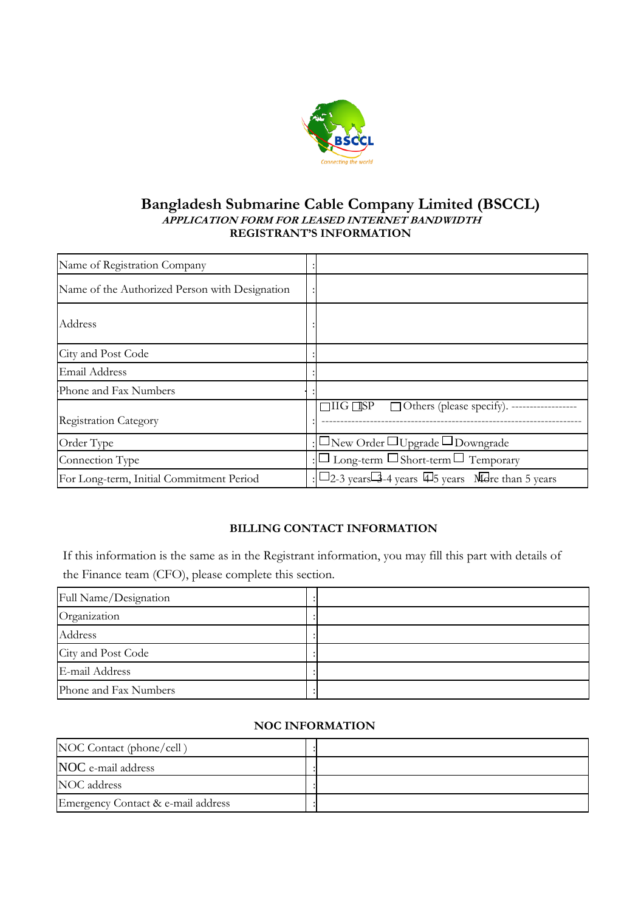# Bangladesh Submarine Cable Company Limited (BSCCL)

***APPLICATION FORM FOR LEASED INTERNET BANDWIDTH***

**REGISTRANT'S INFORMATION**

| | | |
|---|---|---|
| Name of Registration Company | : | |
| Name of the Authorized Person with Designation | : | |
| Address | : | |
| City and Post Code | : | |
| Email Address | : | |
| Phone and Fax Numbers | : | |
| Registration Category | : | ☐IIG ☐ISP ☐Others (please specify). ------------------ ---------------------------------------------------------------------- |
| Order Type | : | ☐New Order ☐Upgrade ☐Downgrade |
| Connection Type | : | ☐ Long-term ☐Short-term ☐ Temporary |
| For Long-term, Initial Commitment Period | : | ☐2-3 years ☐3-4 years ☐4-5 years ☐More than 5 years |

**BILLING CONTACT INFORMATION**

If this information is the same as in the Registrant information, you may fill this part with details of the Finance team (CFO), please complete this section.

| | | |
|---|---|---|
| Full Name/Designation | : | |
| Organization | : | |
| Address | : | |
| City and Post Code | : | |
| E-mail Address | : | |
| Phone and Fax Numbers | : | |

**NOC INFORMATION**

| | | |
|---|---|---|
| NOC Contact (phone/cell ) | : | |
| NOC e-mail address | : | |
| NOC address | : | |
| Emergency Contact & e-mail address | : | |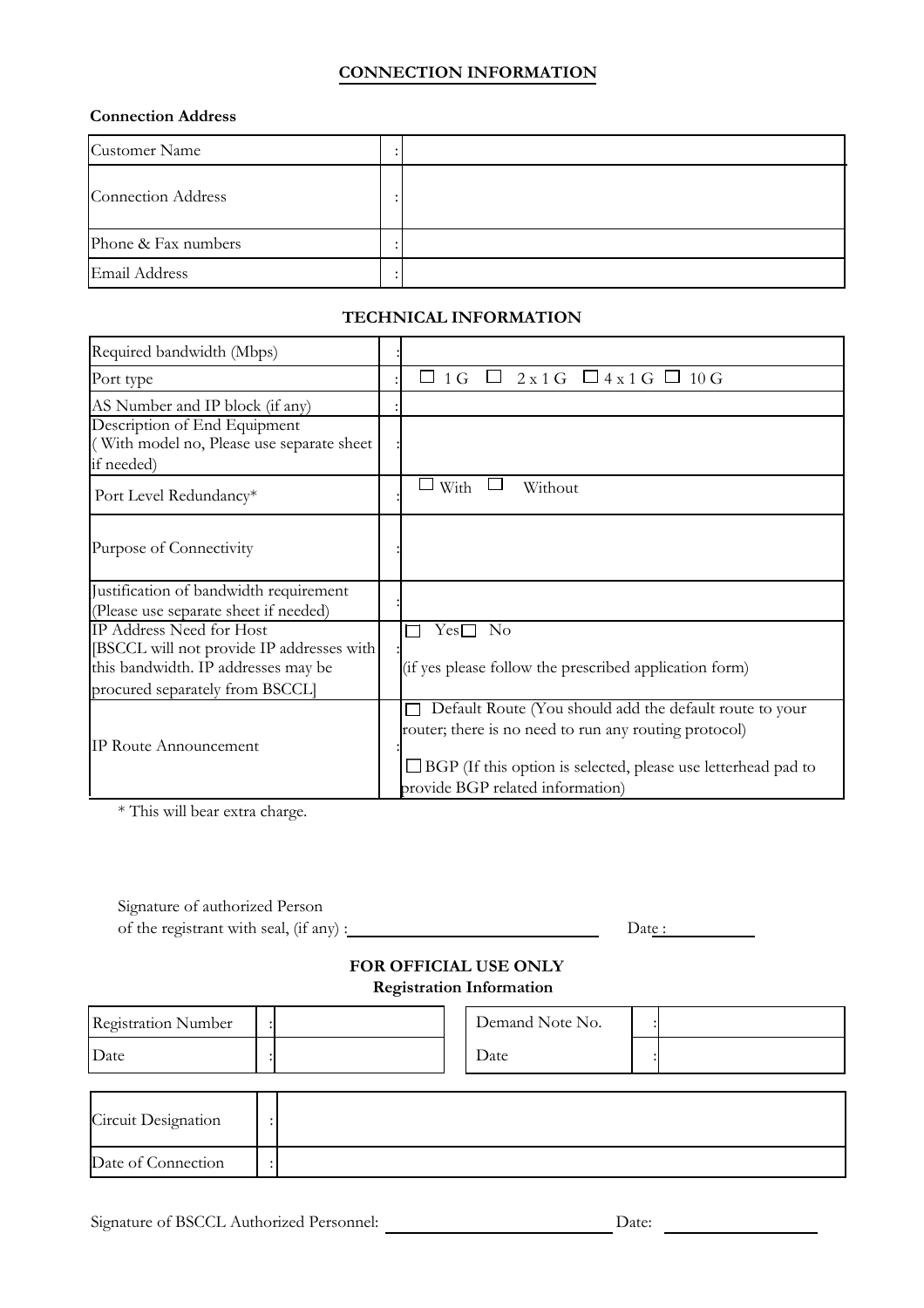## CONNECTION INFORMATION

**Connection Address**

| | | |
|---|---|---|
| Customer Name | : | |
| Connection Address | : | |
| Phone & Fax numbers | : | |
| Email Address | : | |

## TECHNICAL INFORMATION

| | | |
|---|---|---|
| Required bandwidth (Mbps) | : | |
| Port type | : | ☐ 1 G ☐ 2 x 1 G ☐ 4 x 1 G ☐ 10 G |
| AS Number and IP block (if any) | : | |
| Description of End Equipment ( With model no, Please use separate sheet if needed) | : | |
| Port Level Redundancy* | : | ☐ With ☐ Without |
| Purpose of Connectivity | : | |
| Justification of bandwidth requirement (Please use separate sheet if needed) | : | |
| IP Address Need for Host [BSCCL will not provide IP addresses with this bandwidth. IP addresses may be procured separately from BSCCL] | : | ☐ Yes ☐ No (if yes please follow the prescribed application form) |
| IP Route Announcement | : | ☐ Default Route (You should add the default route to your router; there is no need to run any routing protocol) ☐ BGP (If this option is selected, please use letterhead pad to provide BGP related information) |

* This will bear extra charge.

Signature of authorized Person of the registrant with seal, (if any) : ______________________ Date : __________

## FOR OFFICIAL USE ONLY

**Registration Information**

| | | | | | |
|---|---|---|---|---|---|
| Registration Number | : | | Demand Note No. | : | |
| Date | : | | Date | : | |

| | | |
|---|---|---|
| Circuit Designation | : | |
| Date of Connection | : | |

Signature of BSCCL Authorized Personnel: ______________________ Date: ______________